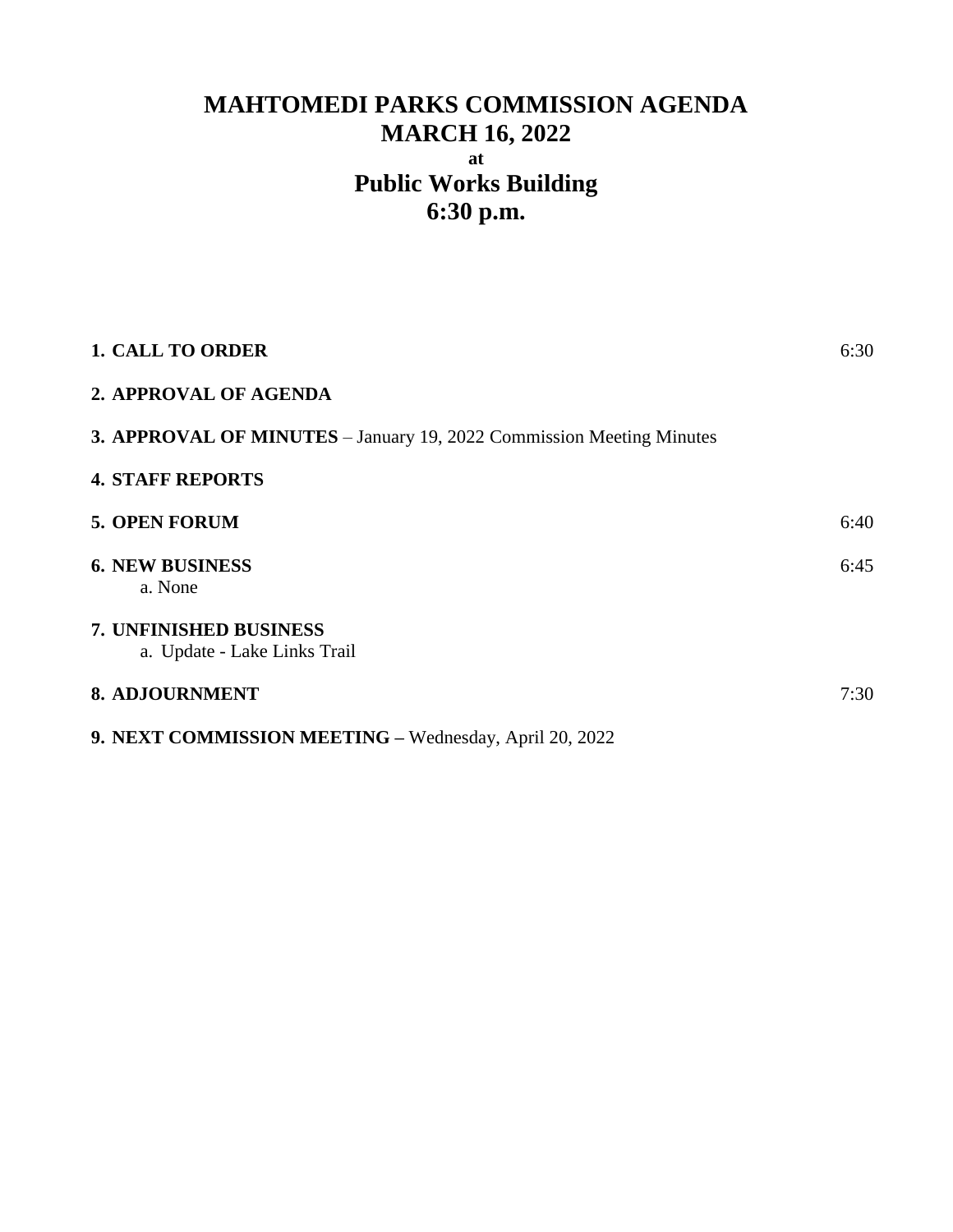# MAHTOMEDI PARKS COMMISSION AGENDA
# MARCH 16, 2022
**at**
# Public Works Building
# 6:30 p.m.

**1. CALL TO ORDER** 6:30

**2. APPROVAL OF AGENDA**

**3. APPROVAL OF MINUTES** – January 19, 2022 Commission Meeting Minutes

**4. STAFF REPORTS**

**5. OPEN FORUM** 6:40

**6. NEW BUSINESS** 6:45
   a. None

**7. UNFINISHED BUSINESS**
   a. Update - Lake Links Trail

**8. ADJOURNMENT** 7:30

**9. NEXT COMMISSION MEETING –** Wednesday, April 20, 2022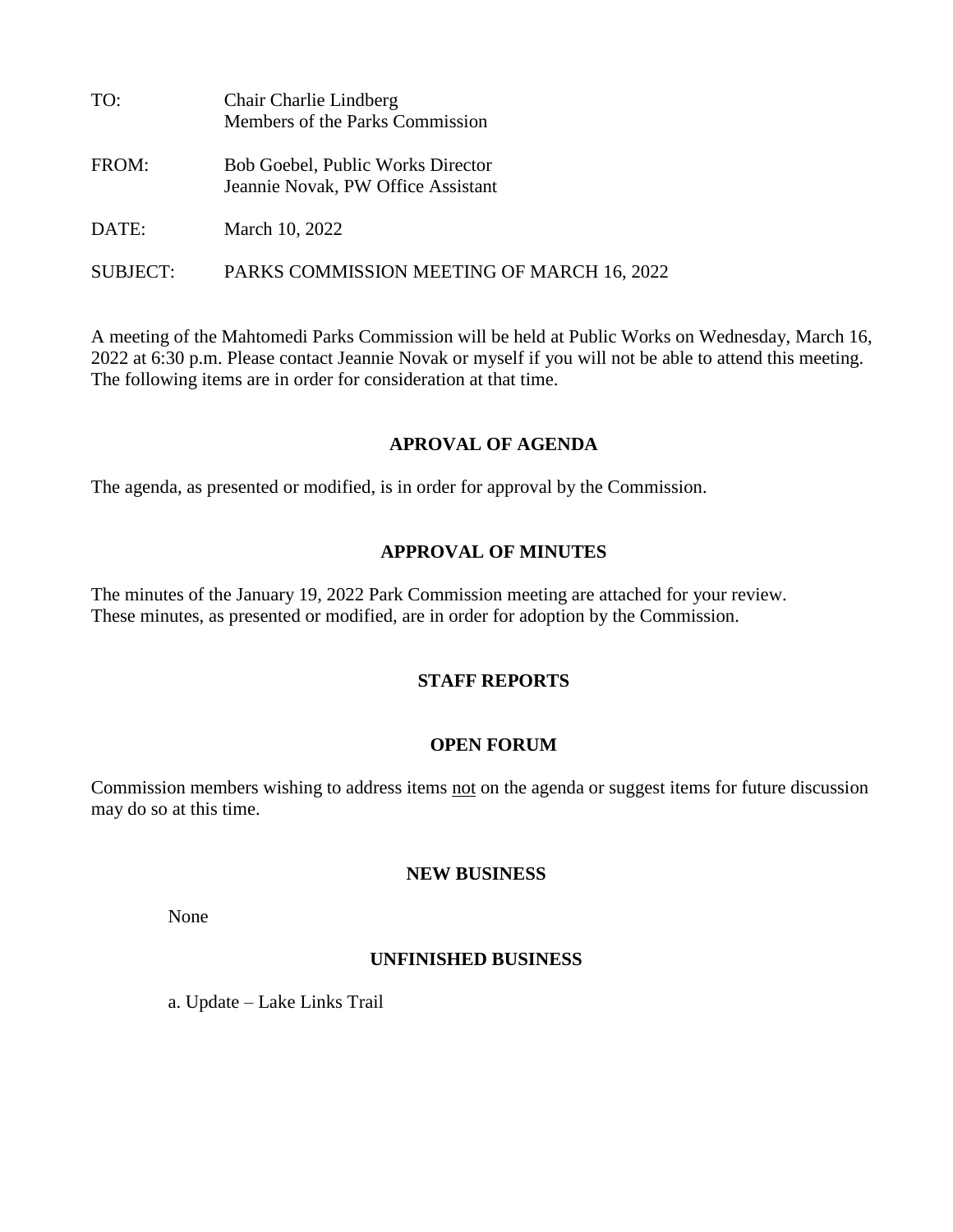| | |
|---|---|
| TO: | Chair Charlie Lindberg<br>Members of the Parks Commission |
| FROM: | Bob Goebel, Public Works Director<br>Jeannie Novak, PW Office Assistant |
| DATE: | March 10, 2022 |
| SUBJECT: | PARKS COMMISSION MEETING OF MARCH 16, 2022 |

A meeting of the Mahtomedi Parks Commission will be held at Public Works on Wednesday, March 16, 2022 at 6:30 p.m. Please contact Jeannie Novak or myself if you will not be able to attend this meeting. The following items are in order for consideration at that time.

## APROVAL OF AGENDA

The agenda, as presented or modified, is in order for approval by the Commission.

## APPROVAL OF MINUTES

The minutes of the January 19, 2022 Park Commission meeting are attached for your review. These minutes, as presented or modified, are in order for adoption by the Commission.

## STAFF REPORTS

## OPEN FORUM

Commission members wishing to address items <u>not</u> on the agenda or suggest items for future discussion may do so at this time.

## NEW BUSINESS

None

## UNFINISHED BUSINESS

a. Update – Lake Links Trail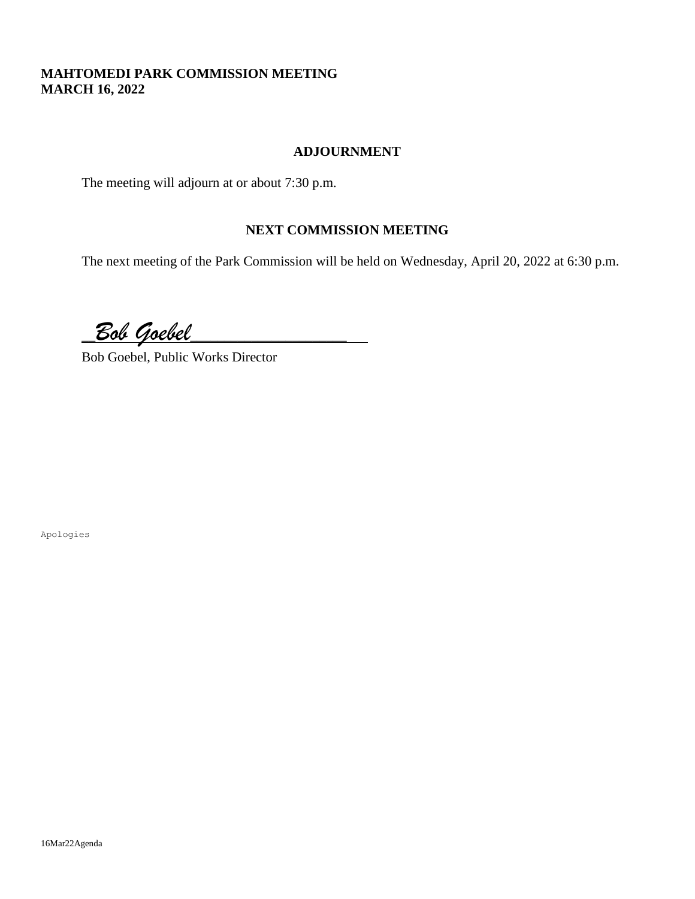**MAHTOMEDI PARK COMMISSION MEETING**
**MARCH 16, 2022**

## ADJOURNMENT

The meeting will adjourn at or about 7:30 p.m.

## NEXT COMMISSION MEETING

The next meeting of the Park Commission will be held on Wednesday, April 20, 2022 at 6:30 p.m.

_Bob Goebel_________________

Bob Goebel, Public Works Director

Apologies

16Mar22Agenda